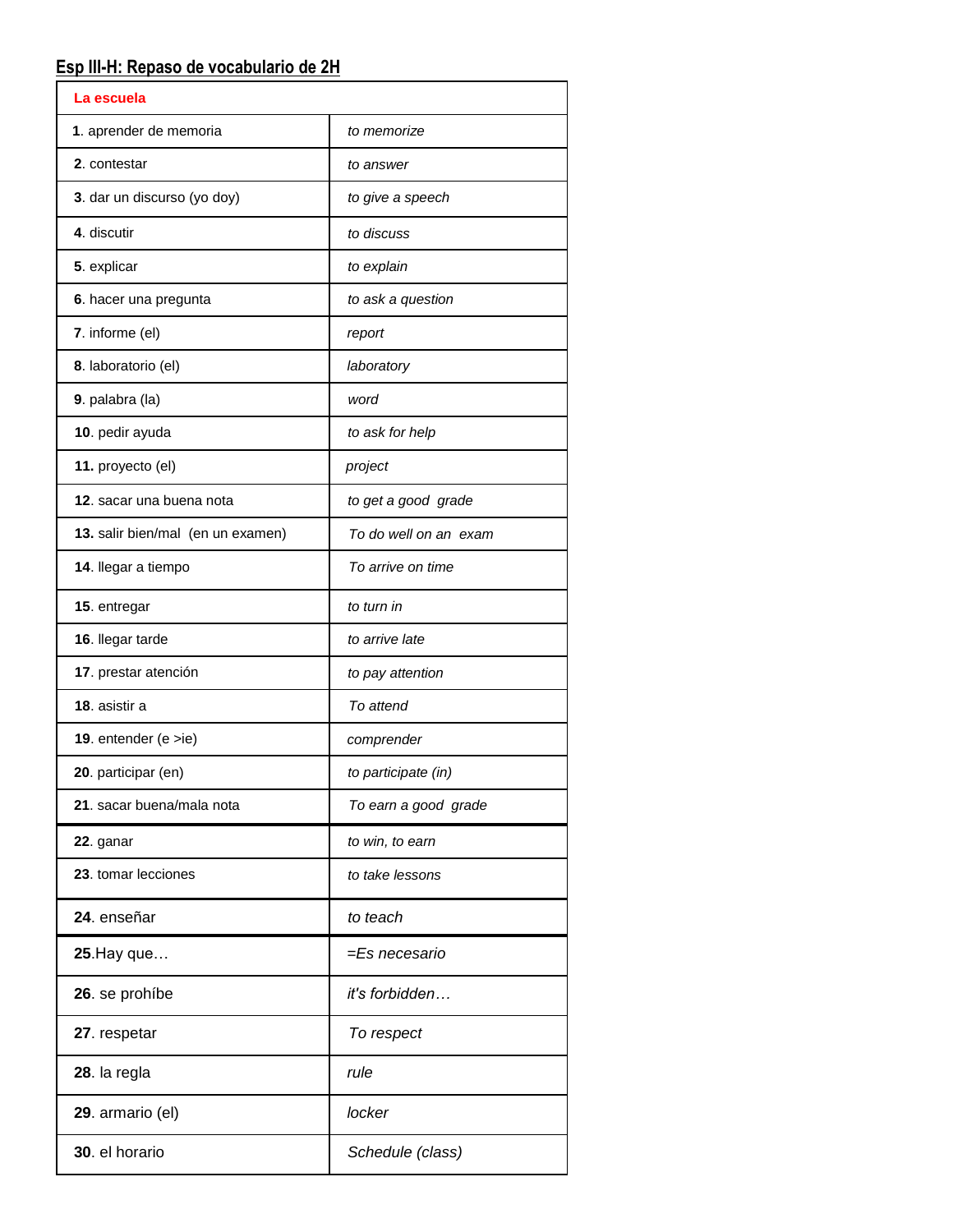## Esp III-H: Repaso de vocabulario de 2H

| La escuela | |
|---|---|
| **1**. aprender de memoria | *to memorize* |
| **2**. contestar | *to answer* |
| **3**. dar un discurso (yo doy) | *to give a speech* |
| **4**. discutir | *to discuss* |
| **5**. explicar | *to explain* |
| **6**. hacer una pregunta | *to ask a question* |
| **7**. informe (el) | *report* |
| **8**. laboratorio (el) | *laboratory* |
| **9**. palabra (la) | *word* |
| **10**. pedir ayuda | *to ask for help* |
| **11.** proyecto (el) | *project* |
| **12**. sacar una buena nota | *to get a good grade* |
| **13.** salir bien/mal (en un examen) | *To do well on an exam* |
| **14**. llegar a tiempo | *To arrive on time* |
| **15**. entregar | *to turn in* |
| **16**. llegar tarde | *to arrive late* |
| **17**. prestar atención | *to pay attention* |
| **18**. asistir a | *To attend* |
| **19**. entender (e >ie) | *comprender* |
| **20**. participar (en) | *to participate (in)* |
| **21**. sacar buena/mala nota | *To earn a good grade* |
| **22**. ganar | *to win, to earn* |
| **23**. tomar lecciones | *to take lessons* |
| **24**. enseñar | *to teach* |
| **25**.Hay que… | *=Es necesario* |
| **26**. se prohíbe | *it's forbidden…* |
| **27**. respetar | *To respect* |
| **28**. la regla | *rule* |
| **29**. armario (el) | *locker* |
| **30**. el horario | *Schedule (class)* |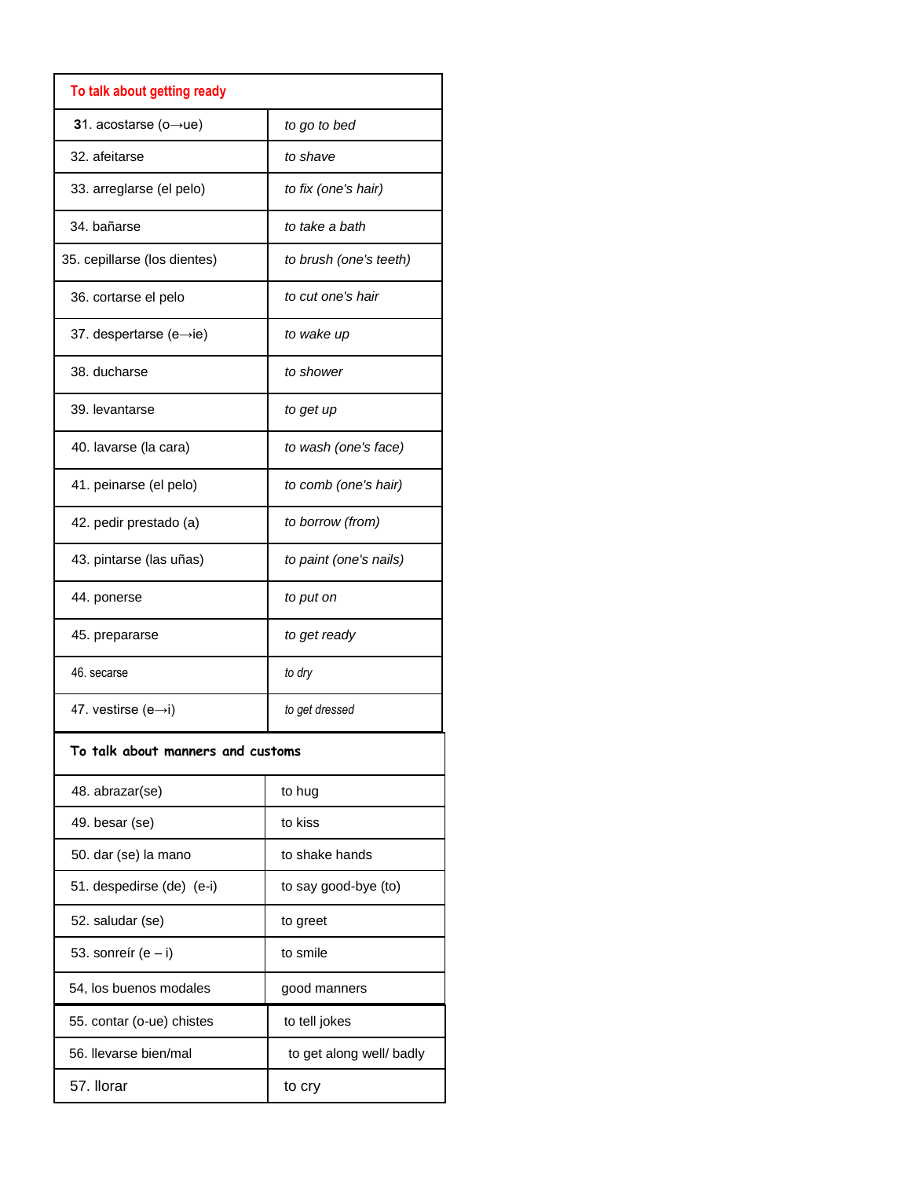| To talk about getting ready | |
|---|---|
| 31. acostarse (o→ue) | *to go to bed* |
| 32. afeitarse | *to shave* |
| 33. arreglarse (el pelo) | *to fix (one's hair)* |
| 34. bañarse | *to take a bath* |
| 35. cepillarse (los dientes) | *to brush (one's teeth)* |
| 36. cortarse el pelo | *to cut one's hair* |
| 37. despertarse (e→ie) | *to wake up* |
| 38. ducharse | *to shower* |
| 39. levantarse | *to get up* |
| 40. lavarse (la cara) | *to wash (one's face)* |
| 41. peinarse (el pelo) | *to comb (one's hair)* |
| 42. pedir prestado (a) | *to borrow (from)* |
| 43. pintarse (las uñas) | *to paint (one's nails)* |
| 44. ponerse | *to put on* |
| 45. prepararse | *to get ready* |
| 46. secarse | *to dry* |
| 47. vestirse (e→i) | *to get dressed* |

| **To talk about manners and customs** | |
|---|---|
| 48. abrazar(se) | to hug |
| 49. besar (se) | to kiss |
| 50. dar (se) la mano | to shake hands |
| 51. despedirse (de) (e-i) | to say good-bye (to) |
| 52. saludar (se) | to greet |
| 53. sonreír (e – i) | to smile |
| 54, los buenos modales | good manners |
| 55. contar (o-ue) chistes | to tell jokes |
| 56. llevarse bien/mal | to get along well/ badly |
| 57. llorar | to cry |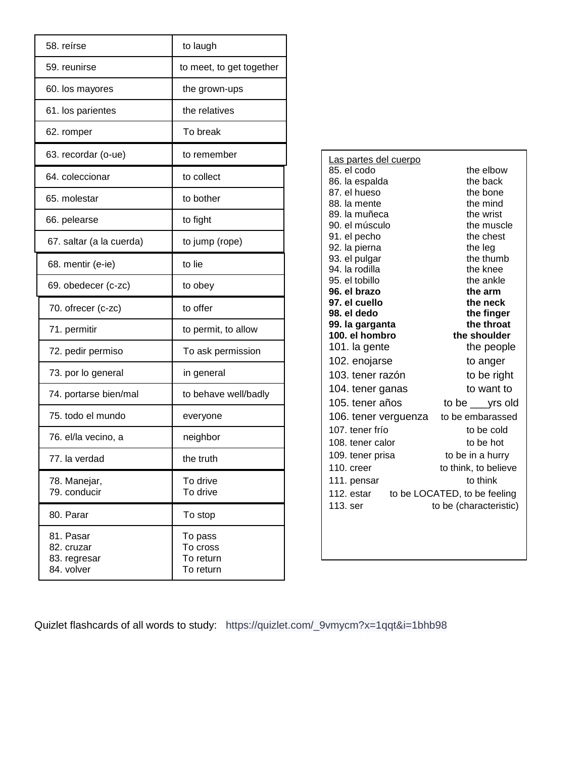| | |
|---|---|
| 58. reírse | to laugh |
| 59. reunirse | to meet, to get together |
| 60. los mayores | the grown-ups |
| 61. los parientes | the relatives |
| 62. romper | To break |
| 63. recordar (o-ue) | to remember |
| 64. coleccionar | to collect |
| 65. molestar | to bother |
| 66. pelearse | to fight |
| 67. saltar (a la cuerda) | to jump (rope) |
| 68. mentir (e-ie) | to lie |
| 69. obedecer (c-zc) | to obey |
| 70. ofrecer (c-zc) | to offer |
| 71. permitir | to permit, to allow |
| 72. pedir permiso | To ask permission |
| 73. por lo general | in general |
| 74. portarse bien/mal | to behave well/badly |
| 75. todo el mundo | everyone |
| 76. el/la vecino, a | neighbor |
| 77. la verdad | the truth |
| 78. Manejar,<br>79. conducir | To drive<br>To drive |
| 80. Parar | To stop |
| 81. Pasar<br>82. cruzar<br>83. regresar<br>84. volver | To pass<br>To cross<br>To return<br>To return |

Las partes del cuerpo

| | |
|---|---|
| 85. el codo | the elbow |
| 86. la espalda | the back |
| 87. el hueso | the bone |
| 88. la mente | the mind |
| 89. la muñeca | the wrist |
| 90. el músculo | the muscle |
| 91. el pecho | the chest |
| 92. la pierna | the leg |
| 93. el pulgar | the thumb |
| 94. la rodilla | the knee |
| 95. el tobillo | the ankle |
| **96. el brazo** | **the arm** |
| **97. el cuello** | **the neck** |
| **98. el dedo** | **the finger** |
| **99. la garganta** | **the throat** |
| **100. el hombro** | **the shoulder** |
| 101. la gente | the people |
| 102. enojarse | to anger |
| 103. tener razón | to be right |
| 104. tener ganas | to want to |
| 105. tener años | to be ___yrs old |
| 106. tener verguenza | to be embarassed |
| 107. tener frío | to be cold |
| 108. tener calor | to be hot |
| 109. tener prisa | to be in a hurry |
| 110. creer | to think, to believe |
| 111. pensar | to think |
| 112. estar | to be LOCATED, to be feeling |
| 113. ser | to be (characteristic) |

Quizlet flashcards of all words to study: https://quizlet.com/_9vmycm?x=1qqt&i=1bhb98